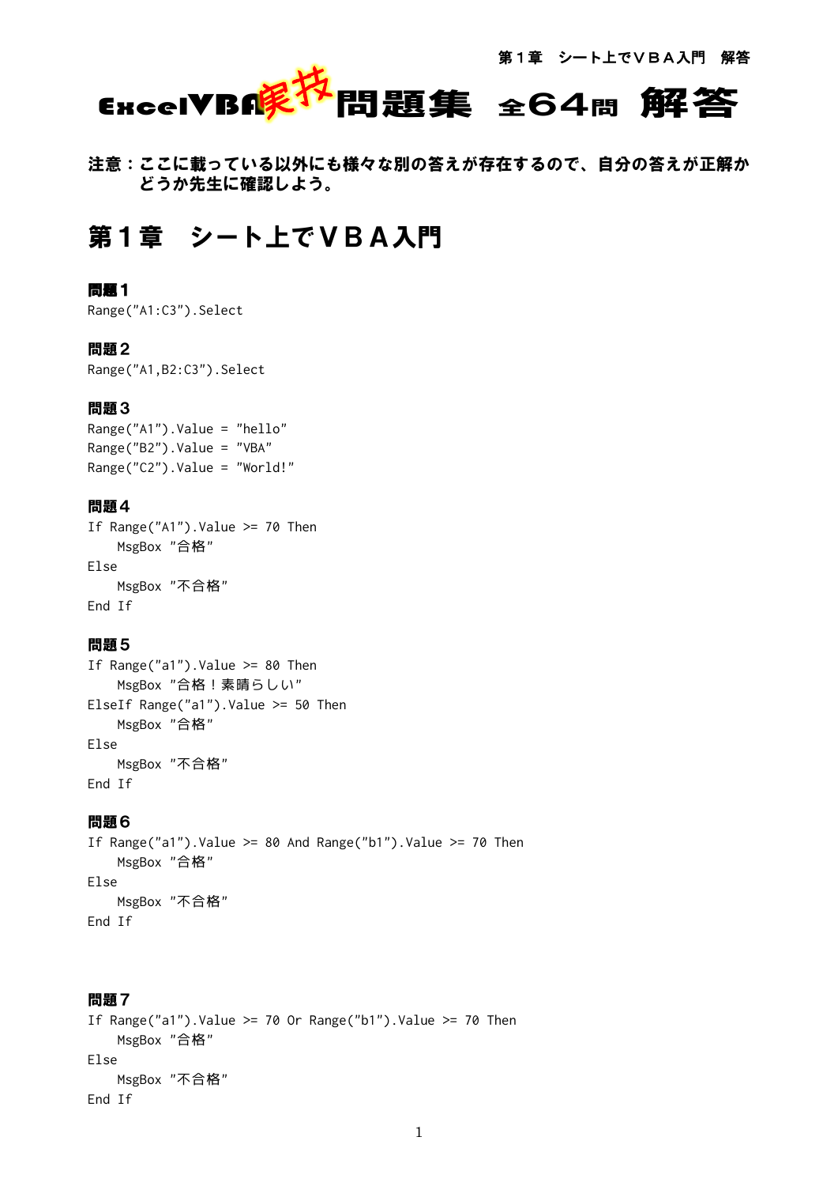# ExcelVBA実技問題集 全64問 解答

**注意：ここに載っている以外にも様々な別の答えが存在するので、自分の答えが正解かどうか先生に確認しよう。**

## 第１章　シート上でＶＢＡ入門

### 問題１

```
Range("A1:C3").Select
```

### 問題２

```
Range("A1,B2:C3").Select
```

### 問題３

```
Range("A1").Value = "hello"
Range("B2").Value = "VBA"
Range("C2").Value = "World!"
```

### 問題４

```
If Range("A1").Value >= 70 Then
    MsgBox "合格"
Else
    MsgBox "不合格"
End If
```

### 問題５

```
If Range("a1").Value >= 80 Then
    MsgBox "合格！素晴らしい"
ElseIf Range("a1").Value >= 50 Then
    MsgBox "合格"
Else
    MsgBox "不合格"
End If
```

### 問題６

```
If Range("a1").Value >= 80 And Range("b1").Value >= 70 Then
    MsgBox "合格"
Else
    MsgBox "不合格"
End If
```

### 問題７

```
If Range("a1").Value >= 70 Or Range("b1").Value >= 70 Then
    MsgBox "合格"
Else
    MsgBox "不合格"
End If
```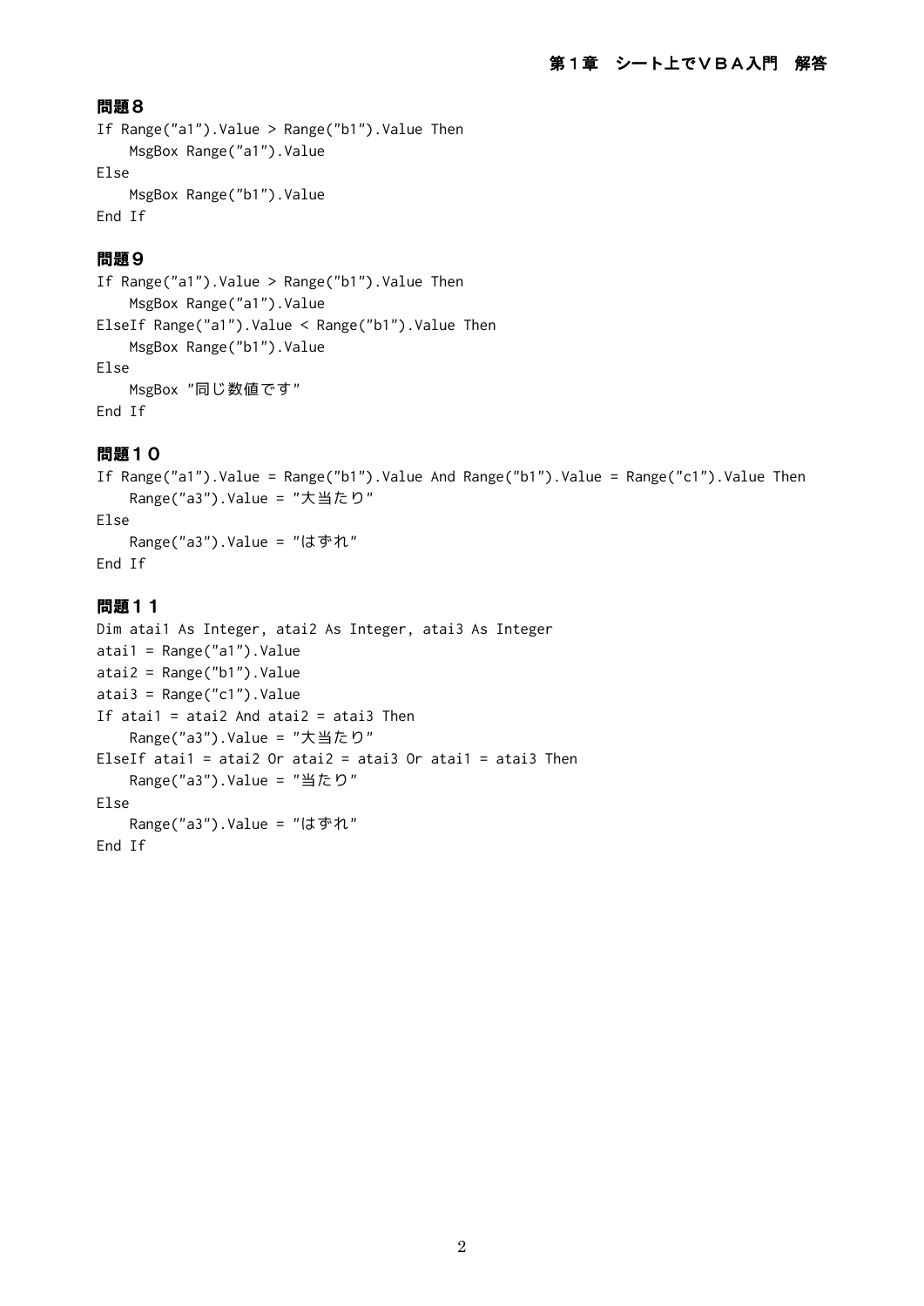## 問題８

```
If Range("a1").Value > Range("b1").Value Then
    MsgBox Range("a1").Value
Else
    MsgBox Range("b1").Value
End If
```

## 問題９

```
If Range("a1").Value > Range("b1").Value Then
    MsgBox Range("a1").Value
ElseIf Range("a1").Value < Range("b1").Value Then
    MsgBox Range("b1").Value
Else
    MsgBox "同じ数値です"
End If
```

## 問題１０

```
If Range("a1").Value = Range("b1").Value And Range("b1").Value = Range("c1").Value Then
    Range("a3").Value = "大当たり"
Else
    Range("a3").Value = "はずれ"
End If
```

## 問題１１

```
Dim atai1 As Integer, atai2 As Integer, atai3 As Integer
atai1 = Range("a1").Value
atai2 = Range("b1").Value
atai3 = Range("c1").Value
If atai1 = atai2 And atai2 = atai3 Then
    Range("a3").Value = "大当たり"
ElseIf atai1 = atai2 Or atai2 = atai3 Or atai1 = atai3 Then
    Range("a3").Value = "当たり"
Else
    Range("a3").Value = "はずれ"
End If
```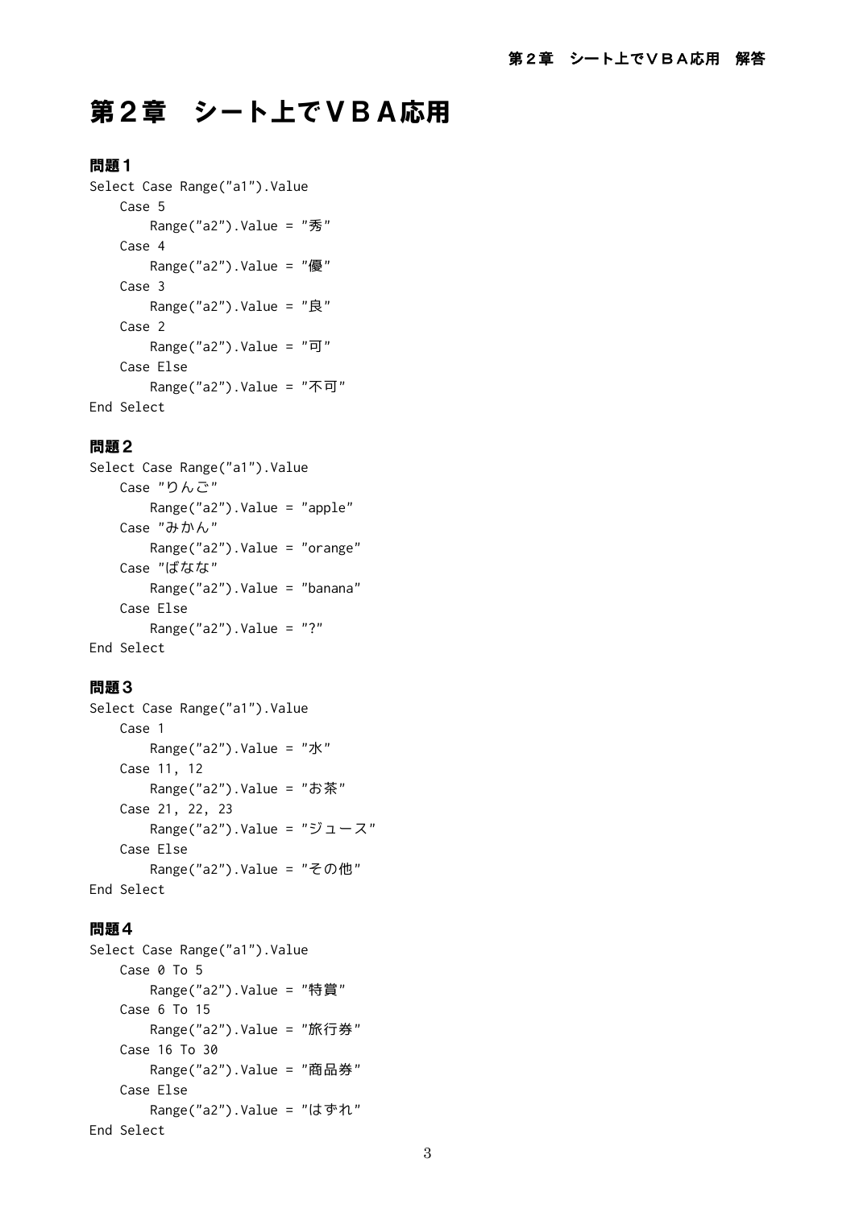# 第２章　シート上でＶＢＡ応用

### 問題１

```
Select Case Range("a1").Value
    Case 5
        Range("a2").Value = "秀"
    Case 4
        Range("a2").Value = "優"
    Case 3
        Range("a2").Value = "良"
    Case 2
        Range("a2").Value = "可"
    Case Else
        Range("a2").Value = "不可"
End Select
```

### 問題２

```
Select Case Range("a1").Value
    Case "りんご"
        Range("a2").Value = "apple"
    Case "みかん"
        Range("a2").Value = "orange"
    Case "ばなな"
        Range("a2").Value = "banana"
    Case Else
        Range("a2").Value = "?"
End Select
```

### 問題３

```
Select Case Range("a1").Value
    Case 1
        Range("a2").Value = "水"
    Case 11, 12
        Range("a2").Value = "お茶"
    Case 21, 22, 23
        Range("a2").Value = "ジュース"
    Case Else
        Range("a2").Value = "その他"
End Select
```

### 問題４

```
Select Case Range("a1").Value
    Case 0 To 5
        Range("a2").Value = "特賞"
    Case 6 To 15
        Range("a2").Value = "旅行券"
    Case 16 To 30
        Range("a2").Value = "商品券"
    Case Else
        Range("a2").Value = "はずれ"
End Select
```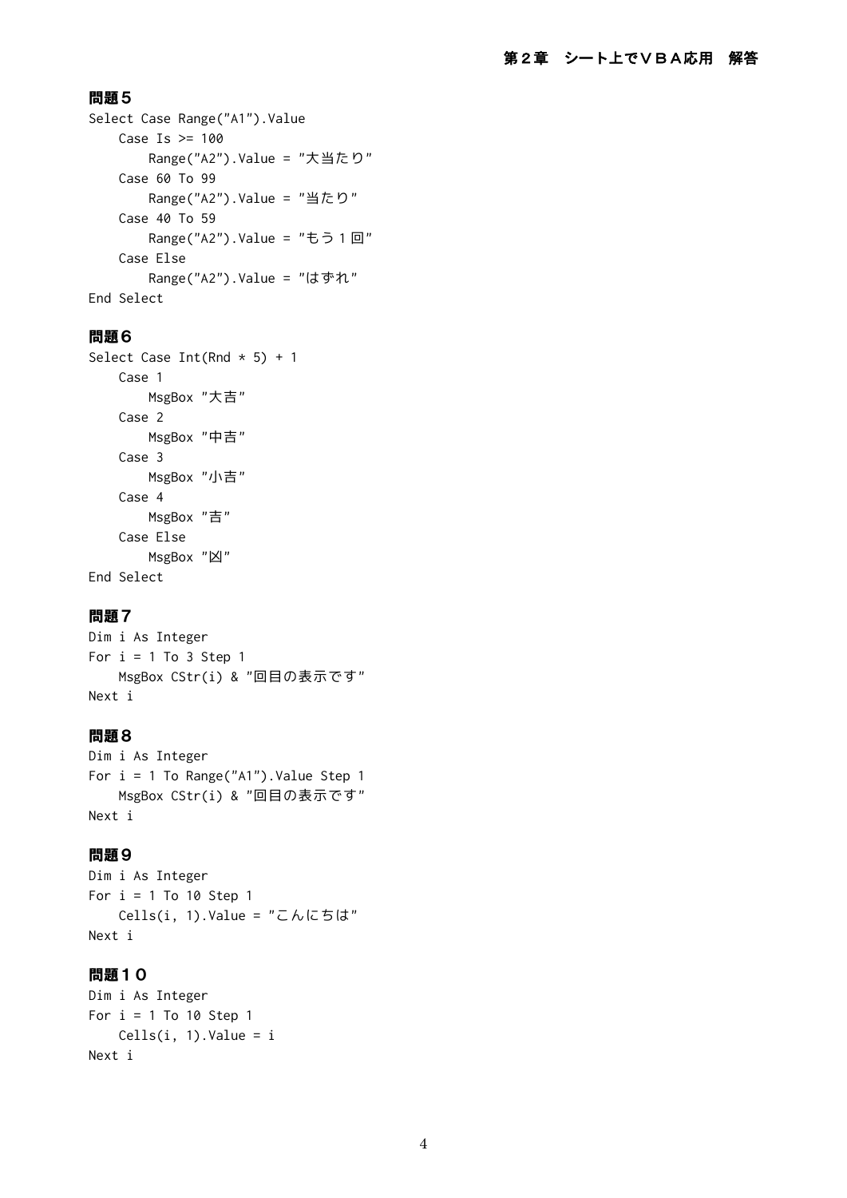### 問題５

```
Select Case Range("A1").Value
    Case Is >= 100
        Range("A2").Value = "大当たり"
    Case 60 To 99
        Range("A2").Value = "当たり"
    Case 40 To 59
        Range("A2").Value = "もう１回"
    Case Else
        Range("A2").Value = "はずれ"
End Select
```

### 問題６

```
Select Case Int(Rnd * 5) + 1
    Case 1
        MsgBox "大吉"
    Case 2
        MsgBox "中吉"
    Case 3
        MsgBox "小吉"
    Case 4
        MsgBox "吉"
    Case Else
        MsgBox "凶"
End Select
```

### 問題７

```
Dim i As Integer
For i = 1 To 3 Step 1
    MsgBox CStr(i) & "回目の表示です"
Next i
```

### 問題８

```
Dim i As Integer
For i = 1 To Range("A1").Value Step 1
    MsgBox CStr(i) & "回目の表示です"
Next i
```

### 問題９

```
Dim i As Integer
For i = 1 To 10 Step 1
    Cells(i, 1).Value = "こんにちは"
Next i
```

### 問題１０

```
Dim i As Integer
For i = 1 To 10 Step 1
    Cells(i, 1).Value = i
Next i
```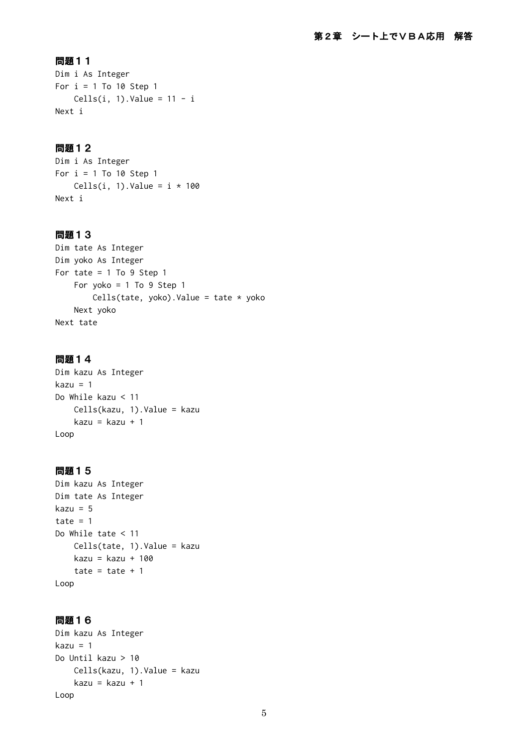### 問題１１

```
Dim i As Integer
For i = 1 To 10 Step 1
    Cells(i, 1).Value = 11 - i
Next i
```

### 問題１２

```
Dim i As Integer
For i = 1 To 10 Step 1
    Cells(i, 1).Value = i * 100
Next i
```

### 問題１３

```
Dim tate As Integer
Dim yoko As Integer
For tate = 1 To 9 Step 1
    For yoko = 1 To 9 Step 1
        Cells(tate, yoko).Value = tate * yoko
    Next yoko
Next tate
```

### 問題１４

```
Dim kazu As Integer
kazu = 1
Do While kazu < 11
    Cells(kazu, 1).Value = kazu
    kazu = kazu + 1
Loop
```

### 問題１５

```
Dim kazu As Integer
Dim tate As Integer
kazu = 5
tate = 1
Do While tate < 11
    Cells(tate, 1).Value = kazu
    kazu = kazu + 100
    tate = tate + 1
Loop
```

### 問題１６

```
Dim kazu As Integer
kazu = 1
Do Until kazu > 10
    Cells(kazu, 1).Value = kazu
    kazu = kazu + 1
Loop
```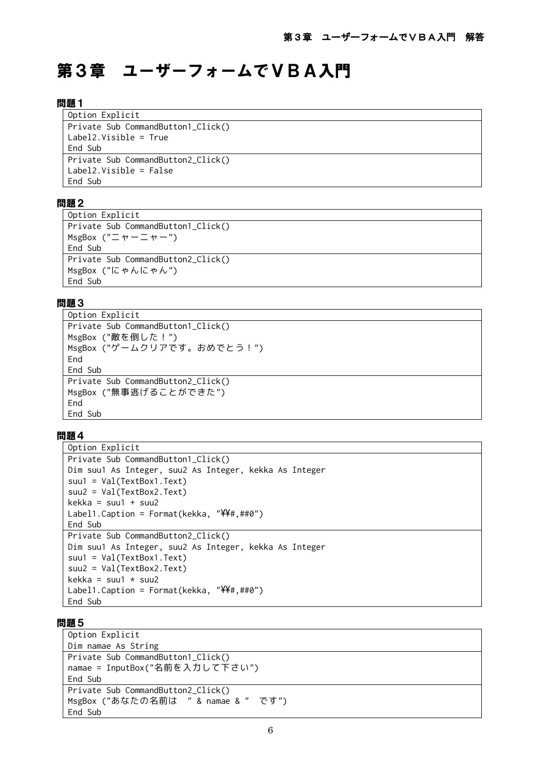# 第３章　ユーザーフォームでＶＢＡ入門

### 問題１

```
Option Explicit
Private Sub CommandButton1_Click()
Label2.Visible = True
End Sub
Private Sub CommandButton2_Click()
Label2.Visible = False
End Sub
```

### 問題２

```
Option Explicit
Private Sub CommandButton1_Click()
MsgBox ("ニャーニャー")
End Sub
Private Sub CommandButton2_Click()
MsgBox ("にゃんにゃん")
End Sub
```

### 問題３

```
Option Explicit
Private Sub CommandButton1_Click()
MsgBox ("敵を倒した！")
MsgBox ("ゲームクリアです。おめでとう！")
End
End Sub
Private Sub CommandButton2_Click()
MsgBox ("無事逃げることができた")
End
End Sub
```

### 問題４

```
Option Explicit
Private Sub CommandButton1_Click()
Dim suu1 As Integer, suu2 As Integer, kekka As Integer
suu1 = Val(TextBox1.Text)
suu2 = Val(TextBox2.Text)
kekka = suu1 + suu2
Label1.Caption = Format(kekka, "¥¥#,##0")
End Sub
Private Sub CommandButton2_Click()
Dim suu1 As Integer, suu2 As Integer, kekka As Integer
suu1 = Val(TextBox1.Text)
suu2 = Val(TextBox2.Text)
kekka = suu1 * suu2
Label1.Caption = Format(kekka, "¥¥#,##0")
End Sub
```

### 問題５

```
Option Explicit
Dim namae As String
Private Sub CommandButton1_Click()
namae = InputBox("名前を入力して下さい")
End Sub
Private Sub CommandButton2_Click()
MsgBox ("あなたの名前は　" & namae & "　です")
End Sub
```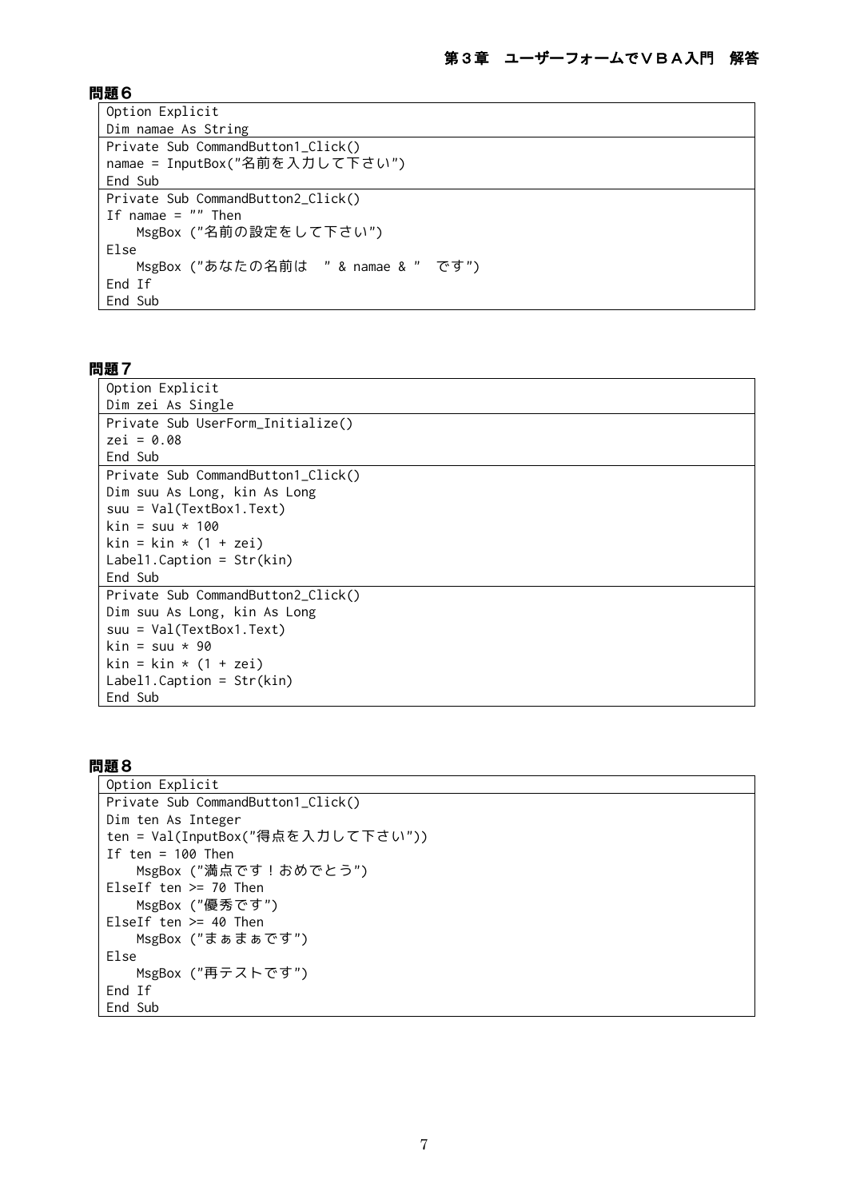## 問題６

```
Option Explicit
Dim namae As String
```
```
Private Sub CommandButton1_Click()
namae = InputBox("名前を入力して下さい")
End Sub
```
```
Private Sub CommandButton2_Click()
If namae = "" Then
    MsgBox ("名前の設定をして下さい")
Else
    MsgBox ("あなたの名前は　" & namae & "　です")
End If
End Sub
```

## 問題７

```
Option Explicit
Dim zei As Single
```
```
Private Sub UserForm_Initialize()
zei = 0.08
End Sub
```
```
Private Sub CommandButton1_Click()
Dim suu As Long, kin As Long
suu = Val(TextBox1.Text)
kin = suu * 100
kin = kin * (1 + zei)
Label1.Caption = Str(kin)
End Sub
```
```
Private Sub CommandButton2_Click()
Dim suu As Long, kin As Long
suu = Val(TextBox1.Text)
kin = suu * 90
kin = kin * (1 + zei)
Label1.Caption = Str(kin)
End Sub
```

## 問題８

```
Option Explicit
```
```
Private Sub CommandButton1_Click()
Dim ten As Integer
ten = Val(InputBox("得点を入力して下さい"))
If ten = 100 Then
    MsgBox ("満点です！おめでとう")
ElseIf ten >= 70 Then
    MsgBox ("優秀です")
ElseIf ten >= 40 Then
    MsgBox ("まぁまぁです")
Else
    MsgBox ("再テストです")
End If
End Sub
```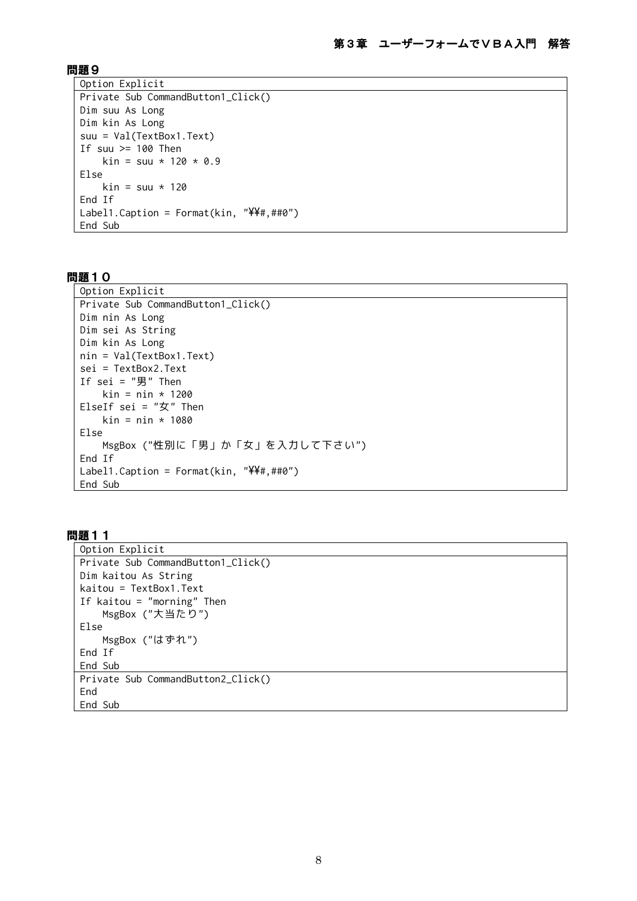## 問題９

```
Option Explicit
Private Sub CommandButton1_Click()
Dim suu As Long
Dim kin As Long
suu = Val(TextBox1.Text)
If suu >= 100 Then
    kin = suu * 120 * 0.9
Else
    kin = suu * 120
End If
Label1.Caption = Format(kin, "\\#,##0")
End Sub
```

## 問題１０

```
Option Explicit
Private Sub CommandButton1_Click()
Dim nin As Long
Dim sei As String
Dim kin As Long
nin = Val(TextBox1.Text)
sei = TextBox2.Text
If sei = "男" Then
    kin = nin * 1200
ElseIf sei = "女" Then
    kin = nin * 1080
Else
    MsgBox ("性別に「男」か「女」を入力して下さい")
End If
Label1.Caption = Format(kin, "\\#,##0")
End Sub
```

## 問題１１

```
Option Explicit
Private Sub CommandButton1_Click()
Dim kaitou As String
kaitou = TextBox1.Text
If kaitou = "morning" Then
    MsgBox ("大当たり")
Else
    MsgBox ("はずれ")
End If
End Sub
Private Sub CommandButton2_Click()
End
End Sub
```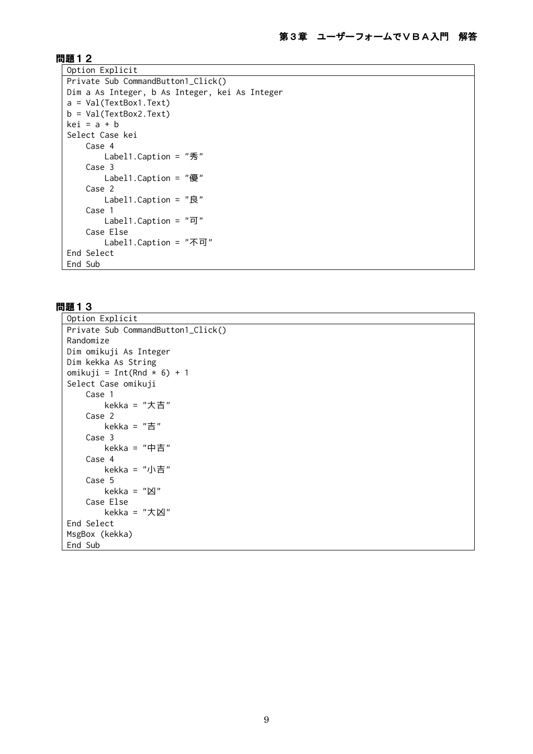### 問題１２

```
Option Explicit
Private Sub CommandButton1_Click()
Dim a As Integer, b As Integer, kei As Integer
a = Val(TextBox1.Text)
b = Val(TextBox2.Text)
kei = a + b
Select Case kei
    Case 4
        Label1.Caption = "秀"
    Case 3
        Label1.Caption = "優"
    Case 2
        Label1.Caption = "良"
    Case 1
        Label1.Caption = "可"
    Case Else
        Label1.Caption = "不可"
End Select
End Sub
```

### 問題１３

```
Option Explicit
Private Sub CommandButton1_Click()
Randomize
Dim omikuji As Integer
Dim kekka As String
omikuji = Int(Rnd * 6) + 1
Select Case omikuji
    Case 1
        kekka = "大吉"
    Case 2
        kekka = "吉"
    Case 3
        kekka = "中吉"
    Case 4
        kekka = "小吉"
    Case 5
        kekka = "凶"
    Case Else
        kekka = "大凶"
End Select
MsgBox (kekka)
End Sub
```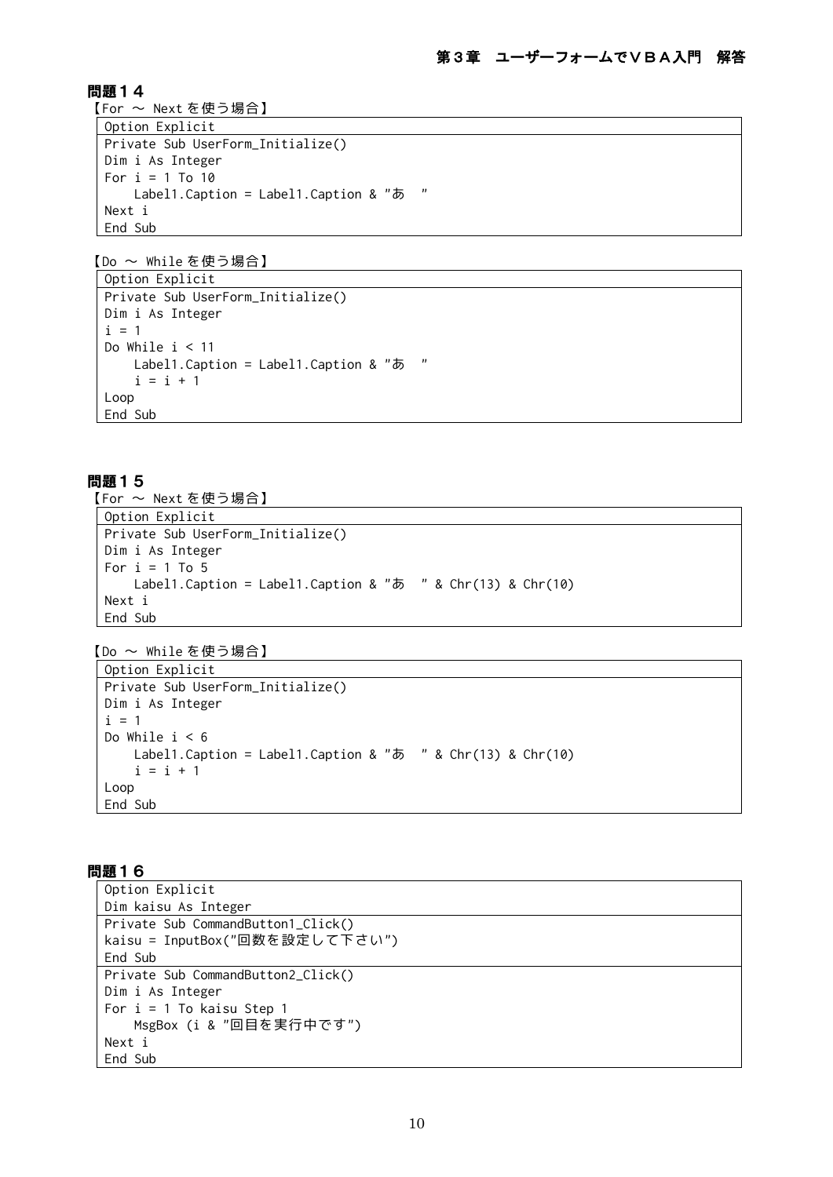## 問題１４

【For ～ Next を使う場合】

```
Option Explicit
Private Sub UserForm_Initialize()
Dim i As Integer
For i = 1 To 10
    Label1.Caption = Label1.Caption & "あ　"
Next i
End Sub
```

【Do ～ While を使う場合】

```
Option Explicit
Private Sub UserForm_Initialize()
Dim i As Integer
i = 1
Do While i < 11
    Label1.Caption = Label1.Caption & "あ　"
    i = i + 1
Loop
End Sub
```

## 問題１５

【For ～ Next を使う場合】

```
Option Explicit
Private Sub UserForm_Initialize()
Dim i As Integer
For i = 1 To 5
    Label1.Caption = Label1.Caption & "あ　" & Chr(13) & Chr(10)
Next i
End Sub
```

【Do ～ While を使う場合】

```
Option Explicit
Private Sub UserForm_Initialize()
Dim i As Integer
i = 1
Do While i < 6
    Label1.Caption = Label1.Caption & "あ　" & Chr(13) & Chr(10)
    i = i + 1
Loop
End Sub
```

## 問題１６

```
Option Explicit
Dim kaisu As Integer
Private Sub CommandButton1_Click()
kaisu = InputBox("回数を設定して下さい")
End Sub
Private Sub CommandButton2_Click()
Dim i As Integer
For i = 1 To kaisu Step 1
    MsgBox (i & "回目を実行中です")
Next i
End Sub
```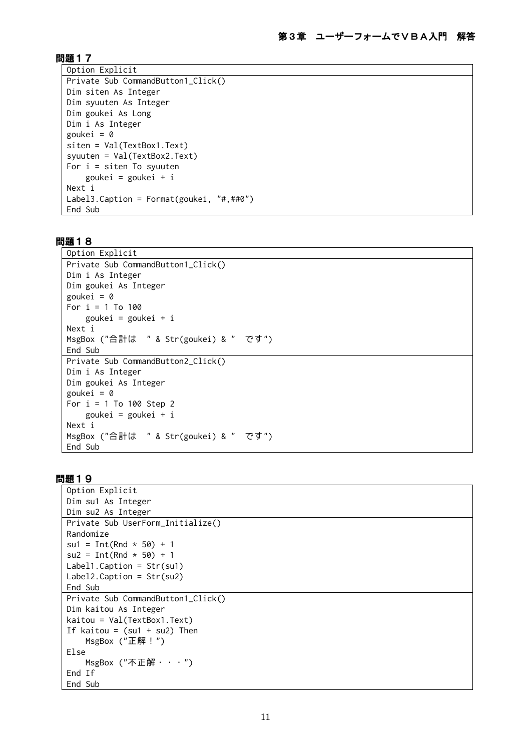### 問題１７

```
Option Explicit
Private Sub CommandButton1_Click()
Dim siten As Integer
Dim syuuten As Integer
Dim goukei As Long
Dim i As Integer
goukei = 0
siten = Val(TextBox1.Text)
syuuten = Val(TextBox2.Text)
For i = siten To syuuten
    goukei = goukei + i
Next i
Label3.Caption = Format(goukei, "#,##0")
End Sub
```

### 問題１８

```
Option Explicit
Private Sub CommandButton1_Click()
Dim i As Integer
Dim goukei As Integer
goukei = 0
For i = 1 To 100
    goukei = goukei + i
Next i
MsgBox ("合計は　" & Str(goukei) & "　です")
End Sub
Private Sub CommandButton2_Click()
Dim i As Integer
Dim goukei As Integer
goukei = 0
For i = 1 To 100 Step 2
    goukei = goukei + i
Next i
MsgBox ("合計は　" & Str(goukei) & "　です")
End Sub
```

### 問題１９

```
Option Explicit
Dim su1 As Integer
Dim su2 As Integer
Private Sub UserForm_Initialize()
Randomize
su1 = Int(Rnd * 50) + 1
su2 = Int(Rnd * 50) + 1
Label1.Caption = Str(su1)
Label2.Caption = Str(su2)
End Sub
Private Sub CommandButton1_Click()
Dim kaitou As Integer
kaitou = Val(TextBox1.Text)
If kaitou = (su1 + su2) Then
    MsgBox ("正解！")
Else
    MsgBox ("不正解・・・")
End If
End Sub
```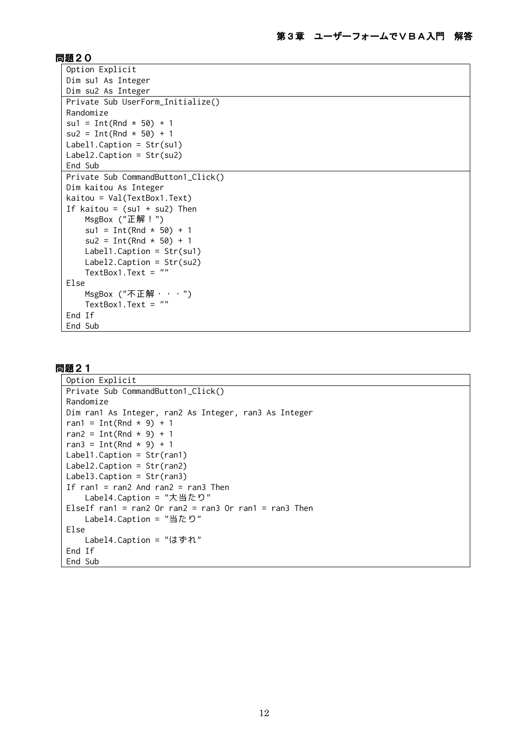## 問題２０

```
Option Explicit
Dim su1 As Integer
Dim su2 As Integer
```

```
Private Sub UserForm_Initialize()
Randomize
su1 = Int(Rnd * 50) + 1
su2 = Int(Rnd * 50) + 1
Label1.Caption = Str(su1)
Label2.Caption = Str(su2)
End Sub
```

```
Private Sub CommandButton1_Click()
Dim kaitou As Integer
kaitou = Val(TextBox1.Text)
If kaitou = (su1 + su2) Then
    MsgBox ("正解！")
    su1 = Int(Rnd * 50) + 1
    su2 = Int(Rnd * 50) + 1
    Label1.Caption = Str(su1)
    Label2.Caption = Str(su2)
    TextBox1.Text = ""
Else
    MsgBox ("不正解・・・")
    TextBox1.Text = ""
End If
End Sub
```

## 問題２１

```
Option Explicit
```

```
Private Sub CommandButton1_Click()
Randomize
Dim ran1 As Integer, ran2 As Integer, ran3 As Integer
ran1 = Int(Rnd * 9) + 1
ran2 = Int(Rnd * 9) + 1
ran3 = Int(Rnd * 9) + 1
Label1.Caption = Str(ran1)
Label2.Caption = Str(ran2)
Label3.Caption = Str(ran3)
If ran1 = ran2 And ran2 = ran3 Then
    Label4.Caption = "大当たり"
ElseIf ran1 = ran2 Or ran2 = ran3 Or ran1 = ran3 Then
    Label4.Caption = "当たり"
Else
    Label4.Caption = "はずれ"
End If
End Sub
```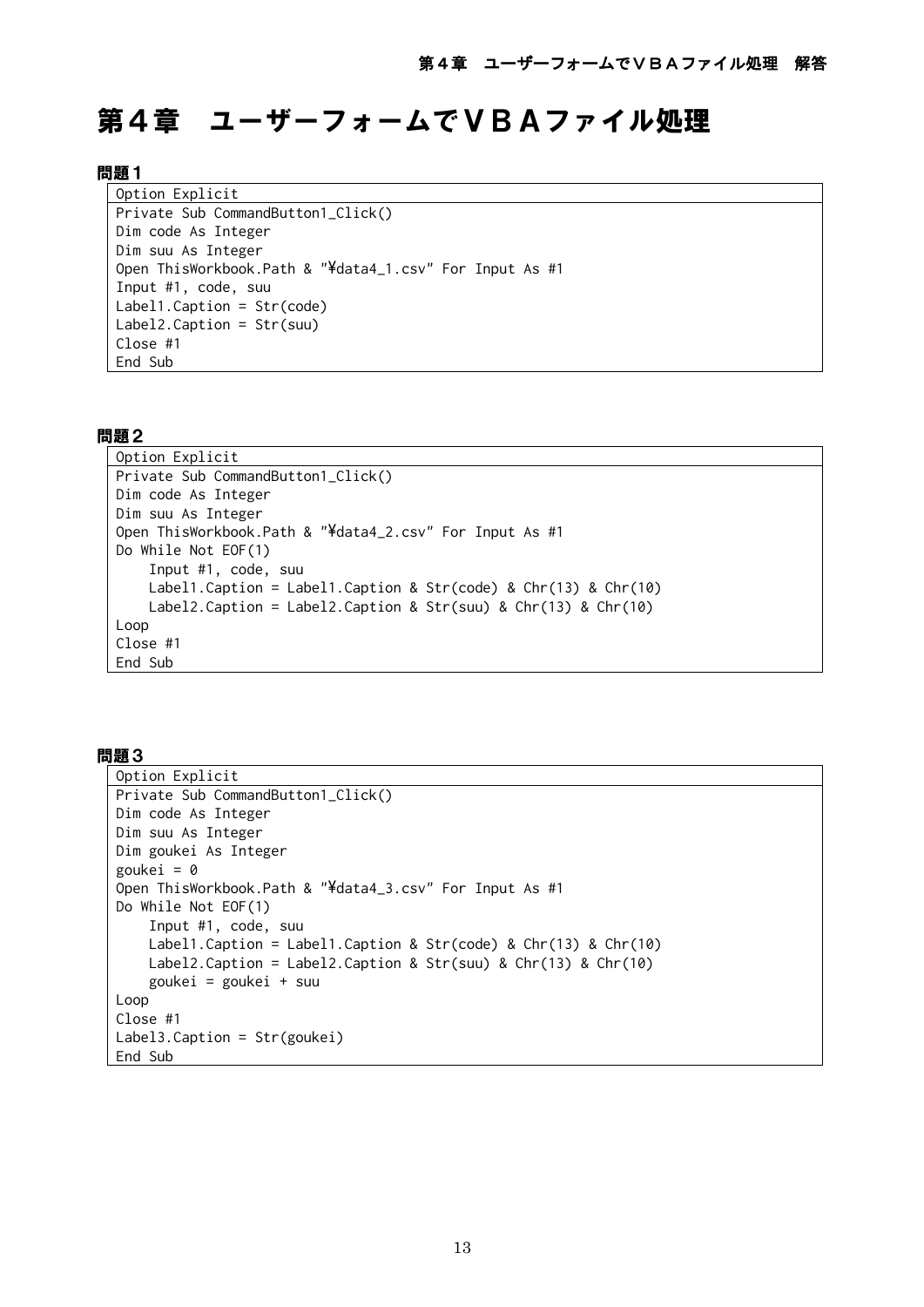# 第４章　ユーザーフォームでＶＢＡファイル処理

**問題１**

```
Option Explicit
Private Sub CommandButton1_Click()
Dim code As Integer
Dim suu As Integer
Open ThisWorkbook.Path & "¥data4_1.csv" For Input As #1
Input #1, code, suu
Label1.Caption = Str(code)
Label2.Caption = Str(suu)
Close #1
End Sub
```

**問題２**

```
Option Explicit
Private Sub CommandButton1_Click()
Dim code As Integer
Dim suu As Integer
Open ThisWorkbook.Path & "¥data4_2.csv" For Input As #1
Do While Not EOF(1)
    Input #1, code, suu
    Label1.Caption = Label1.Caption & Str(code) & Chr(13) & Chr(10)
    Label2.Caption = Label2.Caption & Str(suu) & Chr(13) & Chr(10)
Loop
Close #1
End Sub
```

**問題３**

```
Option Explicit
Private Sub CommandButton1_Click()
Dim code As Integer
Dim suu As Integer
Dim goukei As Integer
goukei = 0
Open ThisWorkbook.Path & "¥data4_3.csv" For Input As #1
Do While Not EOF(1)
    Input #1, code, suu
    Label1.Caption = Label1.Caption & Str(code) & Chr(13) & Chr(10)
    Label2.Caption = Label2.Caption & Str(suu) & Chr(13) & Chr(10)
    goukei = goukei + suu
Loop
Close #1
Label3.Caption = Str(goukei)
End Sub
```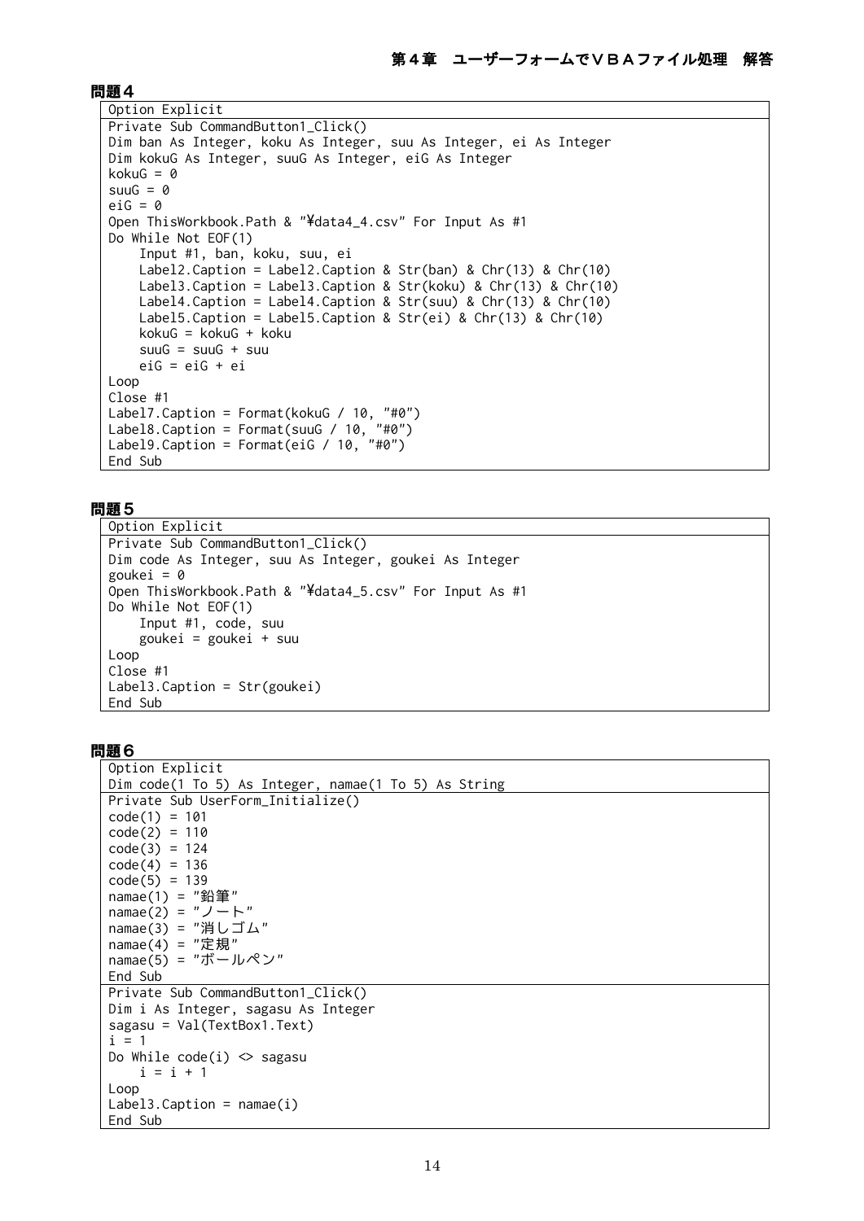## 問題４

```
Option Explicit
Private Sub CommandButton1_Click()
Dim ban As Integer, koku As Integer, suu As Integer, ei As Integer
Dim kokuG As Integer, suuG As Integer, eiG As Integer
kokuG = 0
suuG = 0
eiG = 0
Open ThisWorkbook.Path & "¥data4_4.csv" For Input As #1
Do While Not EOF(1)
    Input #1, ban, koku, suu, ei
    Label2.Caption = Label2.Caption & Str(ban) & Chr(13) & Chr(10)
    Label3.Caption = Label3.Caption & Str(koku) & Chr(13) & Chr(10)
    Label4.Caption = Label4.Caption & Str(suu) & Chr(13) & Chr(10)
    Label5.Caption = Label5.Caption & Str(ei) & Chr(13) & Chr(10)
    kokuG = kokuG + koku
    suuG = suuG + suu
    eiG = eiG + ei
Loop
Close #1
Label7.Caption = Format(kokuG / 10, "#0")
Label8.Caption = Format(suuG / 10, "#0")
Label9.Caption = Format(eiG / 10, "#0")
End Sub
```

## 問題５

```
Option Explicit
Private Sub CommandButton1_Click()
Dim code As Integer, suu As Integer, goukei As Integer
goukei = 0
Open ThisWorkbook.Path & "¥data4_5.csv" For Input As #1
Do While Not EOF(1)
    Input #1, code, suu
    goukei = goukei + suu
Loop
Close #1
Label3.Caption = Str(goukei)
End Sub
```

## 問題６

```
Option Explicit
Dim code(1 To 5) As Integer, namae(1 To 5) As String
Private Sub UserForm_Initialize()
code(1) = 101
code(2) = 110
code(3) = 124
code(4) = 136
code(5) = 139
namae(1) = "鉛筆"
namae(2) = "ノート"
namae(3) = "消しゴム"
namae(4) = "定規"
namae(5) = "ボールペン"
End Sub
Private Sub CommandButton1_Click()
Dim i As Integer, sagasu As Integer
sagasu = Val(TextBox1.Text)
i = 1
Do While code(i) <> sagasu
    i = i + 1
Loop
Label3.Caption = namae(i)
End Sub
```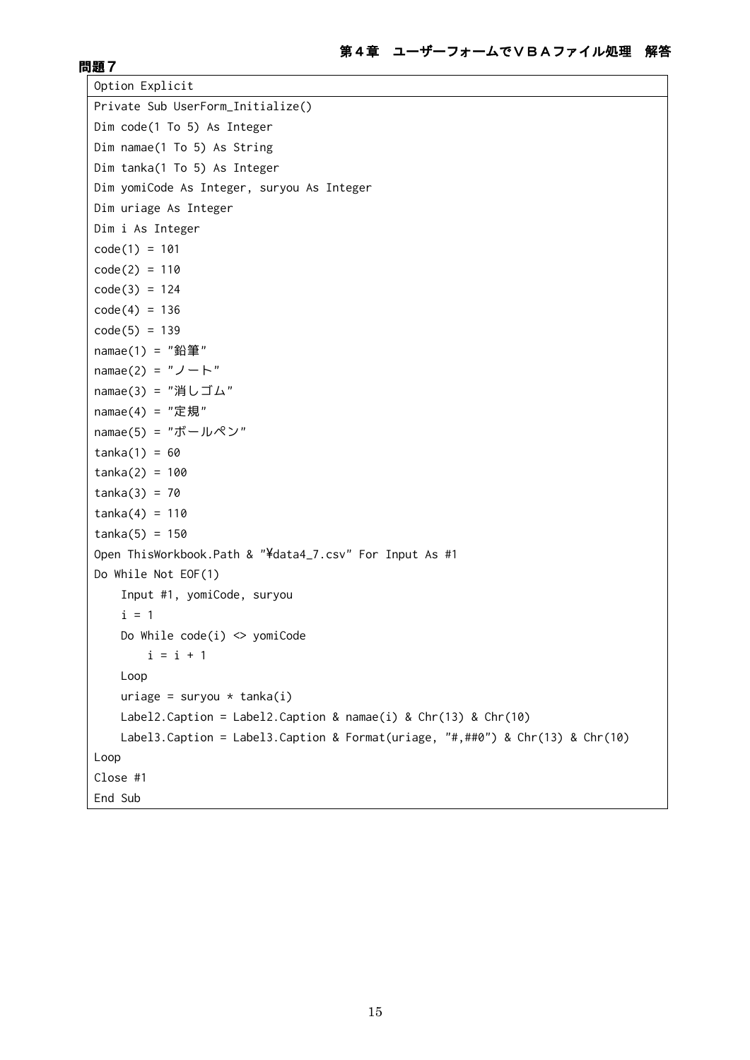**問題７**

```
Option Explicit
Private Sub UserForm_Initialize()
Dim code(1 To 5) As Integer
Dim namae(1 To 5) As String
Dim tanka(1 To 5) As Integer
Dim yomiCode As Integer, suryou As Integer
Dim uriage As Integer
Dim i As Integer
code(1) = 101
code(2) = 110
code(3) = 124
code(4) = 136
code(5) = 139
namae(1) = "鉛筆"
namae(2) = "ノート"
namae(3) = "消しゴム"
namae(4) = "定規"
namae(5) = "ボールペン"
tanka(1) = 60
tanka(2) = 100
tanka(3) = 70
tanka(4) = 110
tanka(5) = 150
Open ThisWorkbook.Path & "¥data4_7.csv" For Input As #1
Do While Not EOF(1)
    Input #1, yomiCode, suryou
    i = 1
    Do While code(i) <> yomiCode
        i = i + 1
    Loop
    uriage = suryou * tanka(i)
    Label2.Caption = Label2.Caption & namae(i) & Chr(13) & Chr(10)
    Label3.Caption = Label3.Caption & Format(uriage, "#,##0") & Chr(13) & Chr(10)
Loop
Close #1
End Sub
```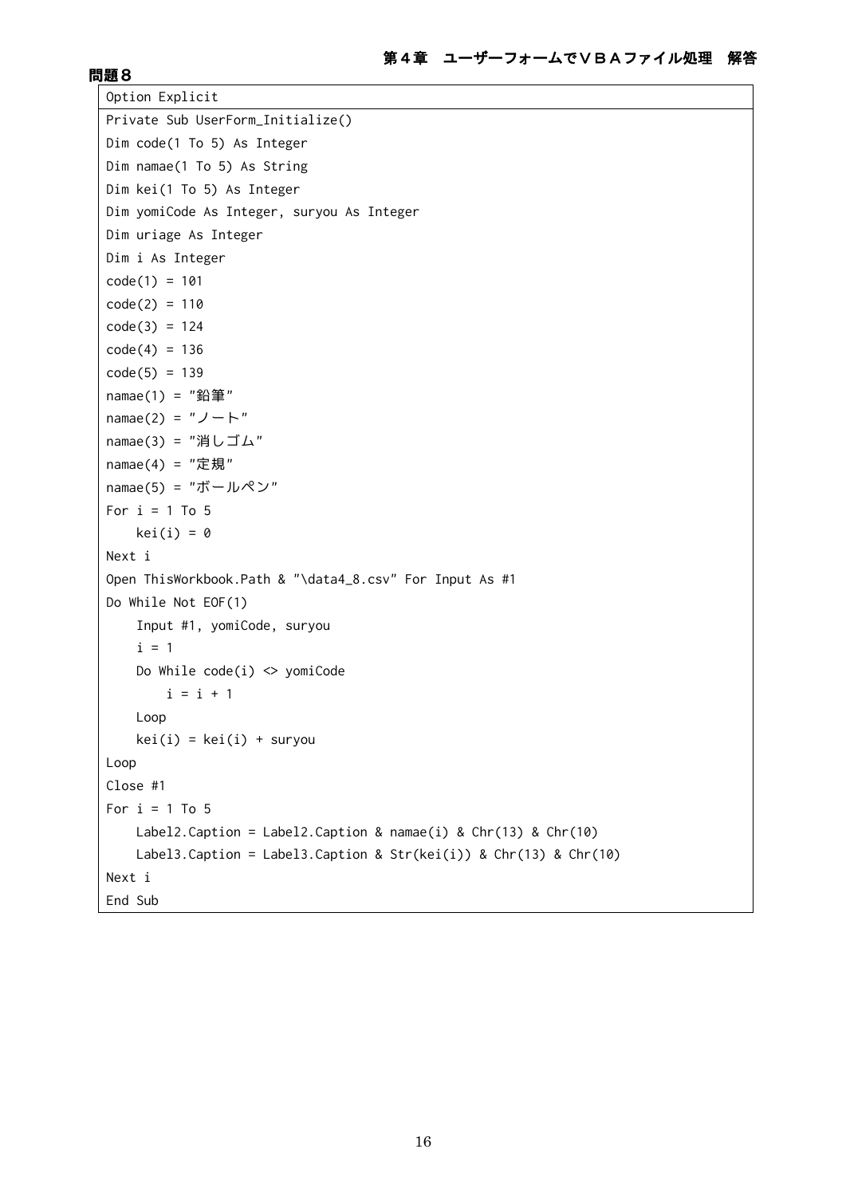**問題８**

```
Option Explicit
Private Sub UserForm_Initialize()
Dim code(1 To 5) As Integer
Dim namae(1 To 5) As String
Dim kei(1 To 5) As Integer
Dim yomiCode As Integer, suryou As Integer
Dim uriage As Integer
Dim i As Integer
code(1) = 101
code(2) = 110
code(3) = 124
code(4) = 136
code(5) = 139
namae(1) = "鉛筆"
namae(2) = "ノート"
namae(3) = "消しゴム"
namae(4) = "定規"
namae(5) = "ボールペン"
For i = 1 To 5
    kei(i) = 0
Next i
Open ThisWorkbook.Path & "\data4_8.csv" For Input As #1
Do While Not EOF(1)
    Input #1, yomiCode, suryou
    i = 1
    Do While code(i) <> yomiCode
        i = i + 1
    Loop
    kei(i) = kei(i) + suryou
Loop
Close #1
For i = 1 To 5
    Label2.Caption = Label2.Caption & namae(i) & Chr(13) & Chr(10)
    Label3.Caption = Label3.Caption & Str(kei(i)) & Chr(13) & Chr(10)
Next i
End Sub
```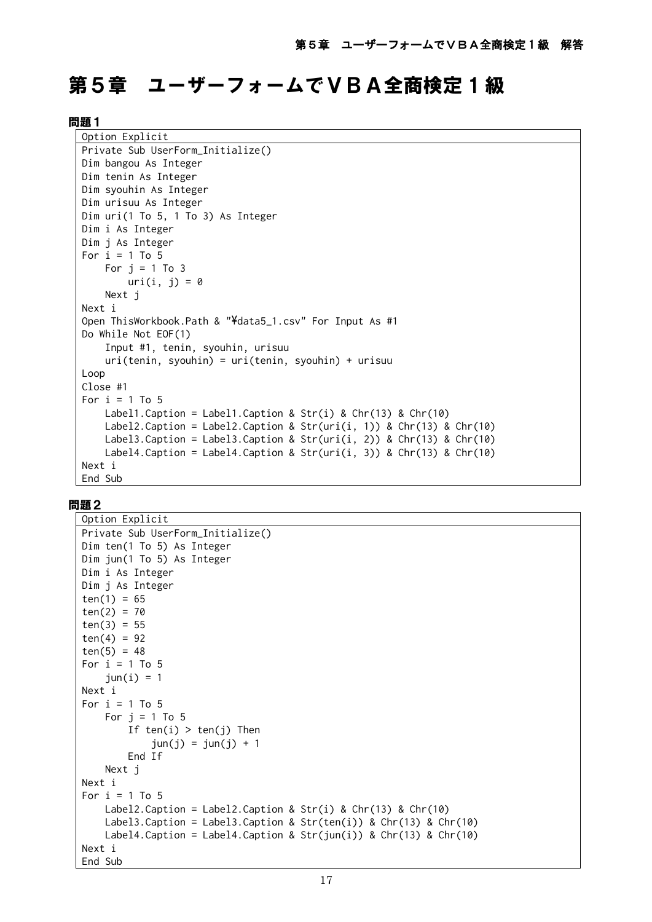# 第５章　ユーザーフォームでＶＢＡ全商検定１級

**問題１**

```
Option Explicit
Private Sub UserForm_Initialize()
Dim bangou As Integer
Dim tenin As Integer
Dim syouhin As Integer
Dim urisuu As Integer
Dim uri(1 To 5, 1 To 3) As Integer
Dim i As Integer
Dim j As Integer
For i = 1 To 5
    For j = 1 To 3
        uri(i, j) = 0
    Next j
Next i
Open ThisWorkbook.Path & "¥data5_1.csv" For Input As #1
Do While Not EOF(1)
    Input #1, tenin, syouhin, urisuu
    uri(tenin, syouhin) = uri(tenin, syouhin) + urisuu
Loop
Close #1
For i = 1 To 5
    Label1.Caption = Label1.Caption & Str(i) & Chr(13) & Chr(10)
    Label2.Caption = Label2.Caption & Str(uri(i, 1)) & Chr(13) & Chr(10)
    Label3.Caption = Label3.Caption & Str(uri(i, 2)) & Chr(13) & Chr(10)
    Label4.Caption = Label4.Caption & Str(uri(i, 3)) & Chr(13) & Chr(10)
Next i
End Sub
```

**問題２**

```
Option Explicit
Private Sub UserForm_Initialize()
Dim ten(1 To 5) As Integer
Dim jun(1 To 5) As Integer
Dim i As Integer
Dim j As Integer
ten(1) = 65
ten(2) = 70
ten(3) = 55
ten(4) = 92
ten(5) = 48
For i = 1 To 5
    jun(i) = 1
Next i
For i = 1 To 5
    For j = 1 To 5
        If ten(i) > ten(j) Then
            jun(j) = jun(j) + 1
        End If
    Next j
Next i
For i = 1 To 5
    Label2.Caption = Label2.Caption & Str(i) & Chr(13) & Chr(10)
    Label3.Caption = Label3.Caption & Str(ten(i)) & Chr(13) & Chr(10)
    Label4.Caption = Label4.Caption & Str(jun(i)) & Chr(13) & Chr(10)
Next i
End Sub
```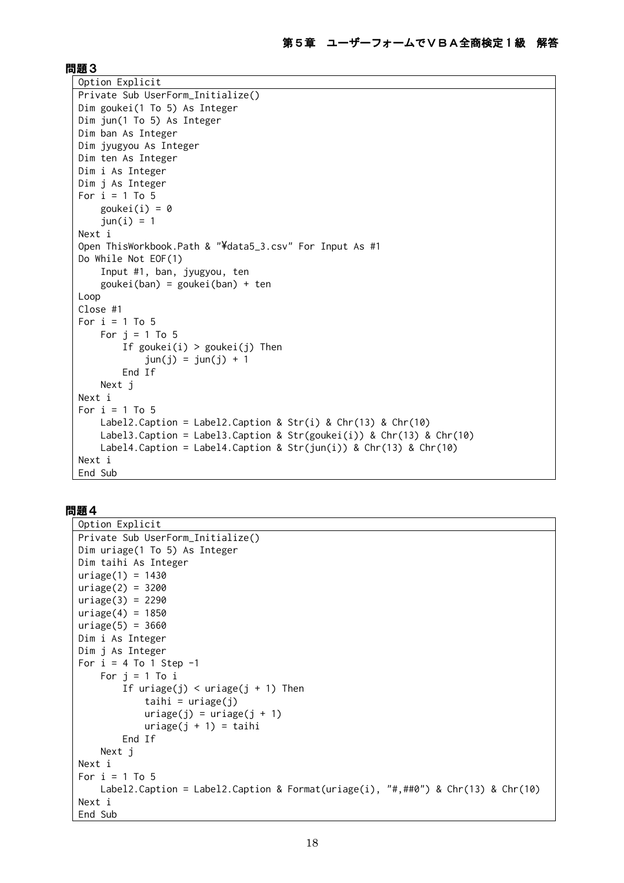**問題３**

```
Option Explicit
Private Sub UserForm_Initialize()
Dim goukei(1 To 5) As Integer
Dim jun(1 To 5) As Integer
Dim ban As Integer
Dim jyugyou As Integer
Dim ten As Integer
Dim i As Integer
Dim j As Integer
For i = 1 To 5
    goukei(i) = 0
    jun(i) = 1
Next i
Open ThisWorkbook.Path & "¥data5_3.csv" For Input As #1
Do While Not EOF(1)
    Input #1, ban, jyugyou, ten
    goukei(ban) = goukei(ban) + ten
Loop
Close #1
For i = 1 To 5
    For j = 1 To 5
        If goukei(i) > goukei(j) Then
            jun(j) = jun(j) + 1
        End If
    Next j
Next i
For i = 1 To 5
    Label2.Caption = Label2.Caption & Str(i) & Chr(13) & Chr(10)
    Label3.Caption = Label3.Caption & Str(goukei(i)) & Chr(13) & Chr(10)
    Label4.Caption = Label4.Caption & Str(jun(i)) & Chr(13) & Chr(10)
Next i
End Sub
```

**問題４**

```
Option Explicit
Private Sub UserForm_Initialize()
Dim uriage(1 To 5) As Integer
Dim taihi As Integer
uriage(1) = 1430
uriage(2) = 3200
uriage(3) = 2290
uriage(4) = 1850
uriage(5) = 3660
Dim i As Integer
Dim j As Integer
For i = 4 To 1 Step -1
    For j = 1 To i
        If uriage(j) < uriage(j + 1) Then
            taihi = uriage(j)
            uriage(j) = uriage(j + 1)
            uriage(j + 1) = taihi
        End If
    Next j
Next i
For i = 1 To 5
    Label2.Caption = Label2.Caption & Format(uriage(i), "#,##0") & Chr(13) & Chr(10)
Next i
End Sub
```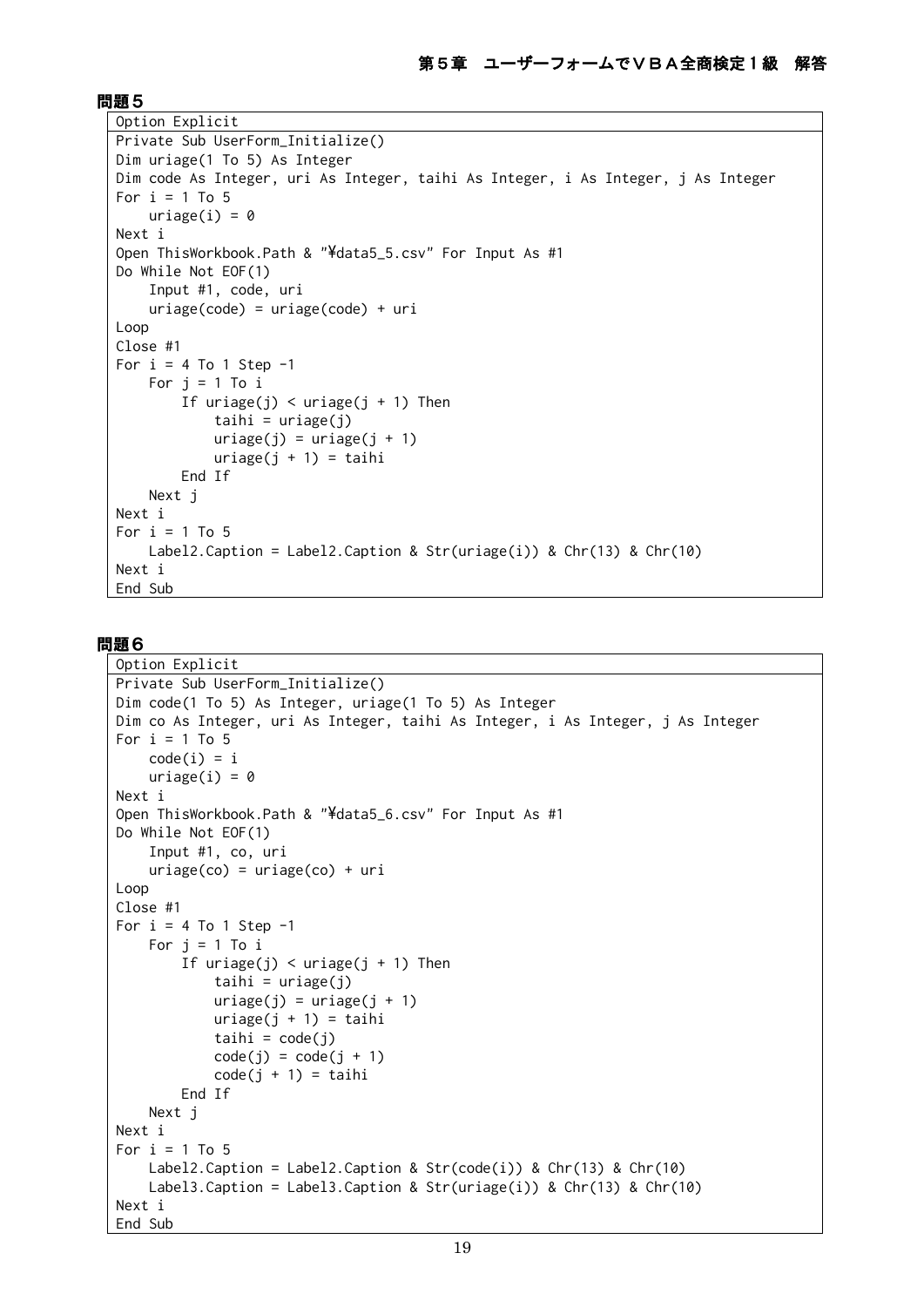# 第５章　ユーザーフォームでＶＢＡ全商検定１級　解答

## 問題５

```
Option Explicit
Private Sub UserForm_Initialize()
Dim uriage(1 To 5) As Integer
Dim code As Integer, uri As Integer, taihi As Integer, i As Integer, j As Integer
For i = 1 To 5
    uriage(i) = 0
Next i
Open ThisWorkbook.Path & "¥data5_5.csv" For Input As #1
Do While Not EOF(1)
    Input #1, code, uri
    uriage(code) = uriage(code) + uri
Loop
Close #1
For i = 4 To 1 Step -1
    For j = 1 To i
        If uriage(j) < uriage(j + 1) Then
            taihi = uriage(j)
            uriage(j) = uriage(j + 1)
            uriage(j + 1) = taihi
        End If
    Next j
Next i
For i = 1 To 5
    Label2.Caption = Label2.Caption & Str(uriage(i)) & Chr(13) & Chr(10)
Next i
End Sub
```

## 問題６

```
Option Explicit
Private Sub UserForm_Initialize()
Dim code(1 To 5) As Integer, uriage(1 To 5) As Integer
Dim co As Integer, uri As Integer, taihi As Integer, i As Integer, j As Integer
For i = 1 To 5
    code(i) = i
    uriage(i) = 0
Next i
Open ThisWorkbook.Path & "¥data5_6.csv" For Input As #1
Do While Not EOF(1)
    Input #1, co, uri
    uriage(co) = uriage(co) + uri
Loop
Close #1
For i = 4 To 1 Step -1
    For j = 1 To i
        If uriage(j) < uriage(j + 1) Then
            taihi = uriage(j)
            uriage(j) = uriage(j + 1)
            uriage(j + 1) = taihi
            taihi = code(j)
            code(j) = code(j + 1)
            code(j + 1) = taihi
        End If
    Next j
Next i
For i = 1 To 5
    Label2.Caption = Label2.Caption & Str(code(i)) & Chr(13) & Chr(10)
    Label3.Caption = Label3.Caption & Str(uriage(i)) & Chr(13) & Chr(10)
Next i
End Sub
```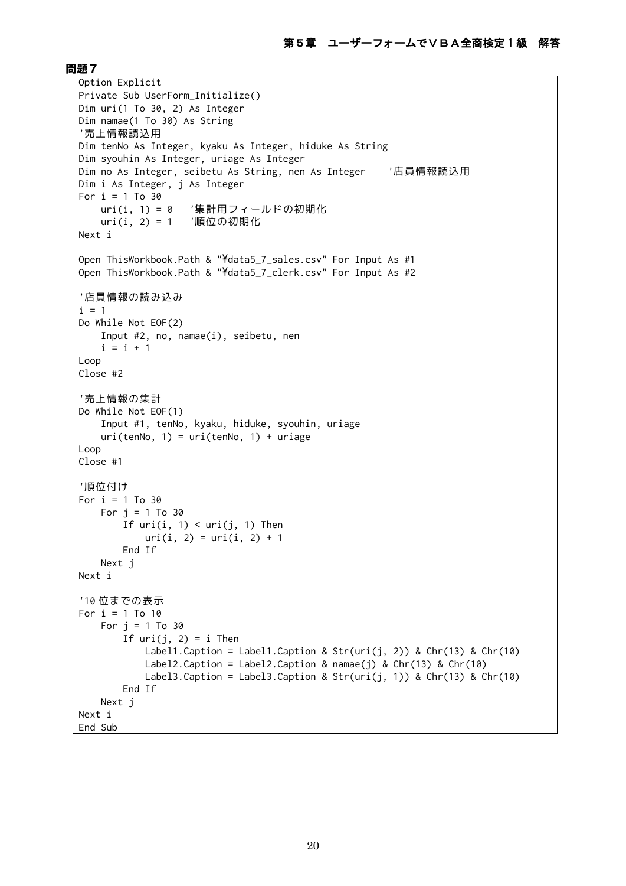**問題７**

```
Option Explicit
Private Sub UserForm_Initialize()
Dim uri(1 To 30, 2) As Integer
Dim namae(1 To 30) As String
'売上情報読込用
Dim tenNo As Integer, kyaku As Integer, hiduke As String
Dim syouhin As Integer, uriage As Integer
Dim no As Integer, seibetu As String, nen As Integer    '店員情報読込用
Dim i As Integer, j As Integer
For i = 1 To 30
    uri(i, 1) = 0   '集計用フィールドの初期化
    uri(i, 2) = 1   '順位の初期化
Next i

Open ThisWorkbook.Path & "¥data5_7_sales.csv" For Input As #1
Open ThisWorkbook.Path & "¥data5_7_clerk.csv" For Input As #2

'店員情報の読み込み
i = 1
Do While Not EOF(2)
    Input #2, no, namae(i), seibetu, nen
    i = i + 1
Loop
Close #2

'売上情報の集計
Do While Not EOF(1)
    Input #1, tenNo, kyaku, hiduke, syouhin, uriage
    uri(tenNo, 1) = uri(tenNo, 1) + uriage
Loop
Close #1

'順位付け
For i = 1 To 30
    For j = 1 To 30
        If uri(i, 1) < uri(j, 1) Then
            uri(i, 2) = uri(i, 2) + 1
        End If
    Next j
Next i

'10 位までの表示
For i = 1 To 10
    For j = 1 To 30
        If uri(j, 2) = i Then
            Label1.Caption = Label1.Caption & Str(uri(j, 2)) & Chr(13) & Chr(10)
            Label2.Caption = Label2.Caption & namae(j) & Chr(13) & Chr(10)
            Label3.Caption = Label3.Caption & Str(uri(j, 1)) & Chr(13) & Chr(10)
        End If
    Next j
Next i
End Sub
```